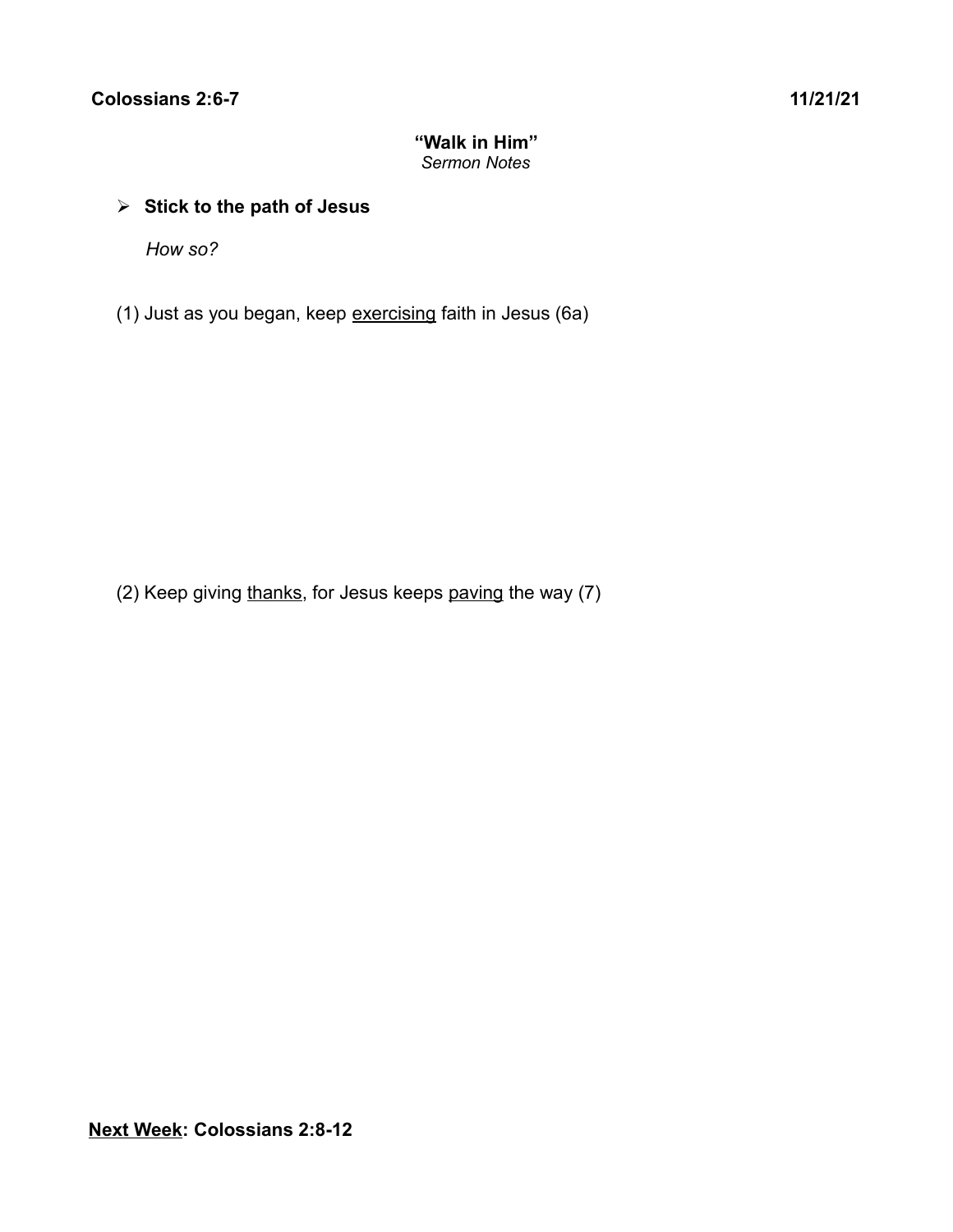**Colossians 2:6-7** **11/21/21**

**"Walk in Him"**
*Sermon Notes*

- **Stick to the path of Jesus**

  *How so?*

(1) Just as you began, keep <u>exercising</u> faith in Jesus (6a)

(2) Keep giving <u>thanks</u>, for Jesus keeps <u>paving</u> the way (7)

**<u>Next Week</u>: Colossians 2:8-12**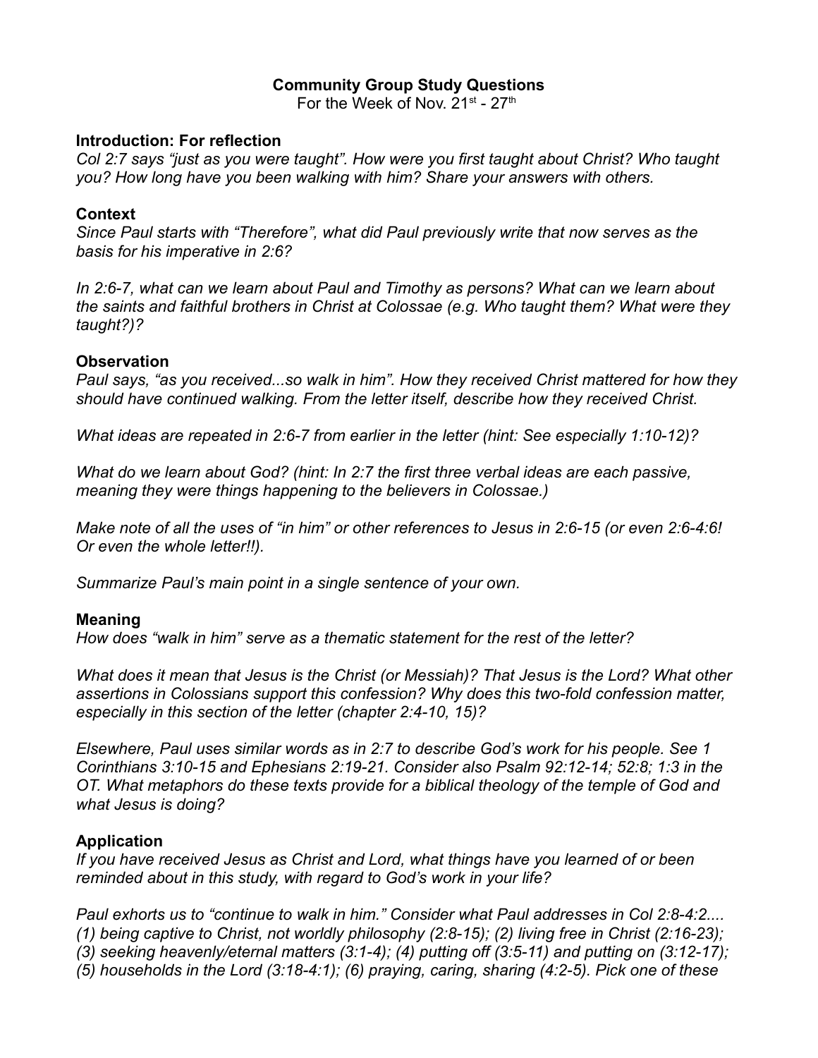**Community Group Study Questions**

For the Week of Nov. 21st - 27th

**Introduction: For reflection**

*Col 2:7 says "just as you were taught". How were you first taught about Christ? Who taught you? How long have you been walking with him? Share your answers with others.*

**Context**

*Since Paul starts with "Therefore", what did Paul previously write that now serves as the basis for his imperative in 2:6?*

*In 2:6-7, what can we learn about Paul and Timothy as persons? What can we learn about the saints and faithful brothers in Christ at Colossae (e.g. Who taught them? What were they taught?)?*

**Observation**

*Paul says, "as you received...so walk in him". How they received Christ mattered for how they should have continued walking. From the letter itself, describe how they received Christ.*

*What ideas are repeated in 2:6-7 from earlier in the letter (hint: See especially 1:10-12)?*

*What do we learn about God? (hint: In 2:7 the first three verbal ideas are each passive, meaning they were things happening to the believers in Colossae.)*

*Make note of all the uses of "in him" or other references to Jesus in 2:6-15 (or even 2:6-4:6! Or even the whole letter!!).*

*Summarize Paul's main point in a single sentence of your own.*

**Meaning**

*How does "walk in him" serve as a thematic statement for the rest of the letter?*

*What does it mean that Jesus is the Christ (or Messiah)? That Jesus is the Lord? What other assertions in Colossians support this confession? Why does this two-fold confession matter, especially in this section of the letter (chapter 2:4-10, 15)?*

*Elsewhere, Paul uses similar words as in 2:7 to describe God's work for his people. See 1 Corinthians 3:10-15 and Ephesians 2:19-21. Consider also Psalm 92:12-14; 52:8; 1:3 in the OT. What metaphors do these texts provide for a biblical theology of the temple of God and what Jesus is doing?*

**Application**

*If you have received Jesus as Christ and Lord, what things have you learned of or been reminded about in this study, with regard to God's work in your life?*

*Paul exhorts us to "continue to walk in him." Consider what Paul addresses in Col 2:8-4:2.... (1) being captive to Christ, not worldly philosophy (2:8-15); (2) living free in Christ (2:16-23); (3) seeking heavenly/eternal matters (3:1-4); (4) putting off (3:5-11) and putting on (3:12-17); (5) households in the Lord (3:18-4:1); (6) praying, caring, sharing (4:2-5). Pick one of these*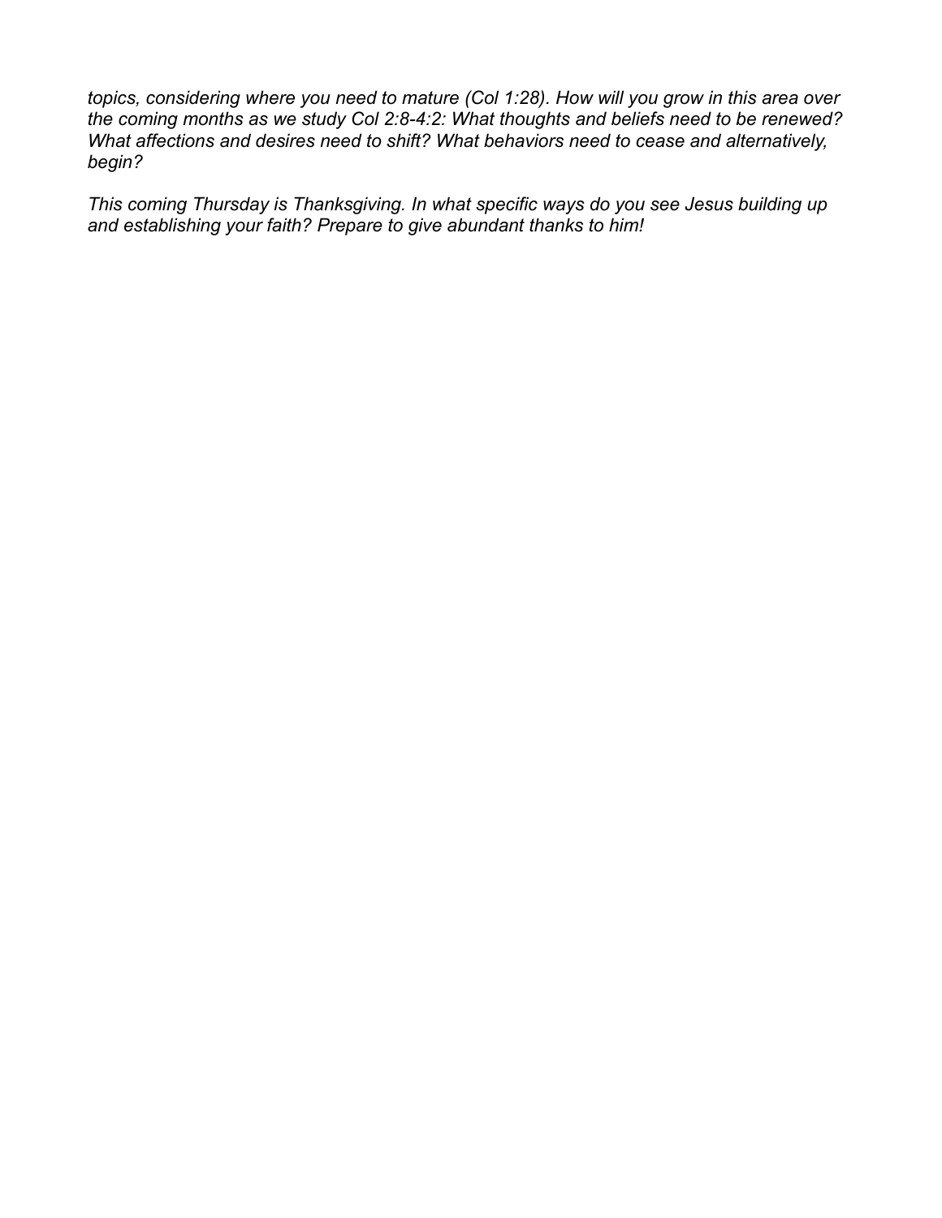*topics, considering where you need to mature (Col 1:28). How will you grow in this area over the coming months as we study Col 2:8-4:2: What thoughts and beliefs need to be renewed? What affections and desires need to shift? What behaviors need to cease and alternatively, begin?*

*This coming Thursday is Thanksgiving. In what specific ways do you see Jesus building up and establishing your faith? Prepare to give abundant thanks to him!*